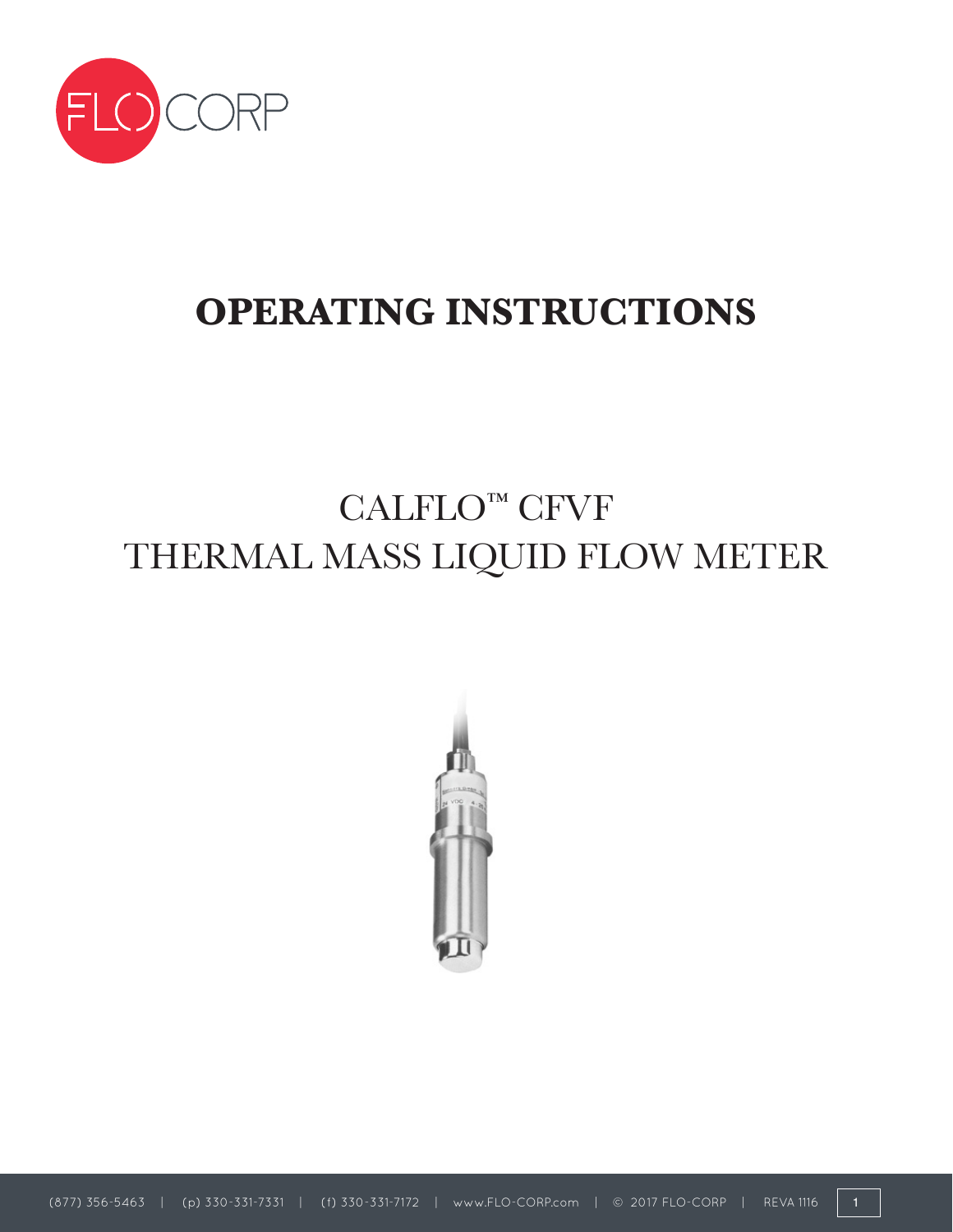# OPERATING INSTRUCTIONS

## CALFLO™ CFVF
## THERMAL MASS LIQUID FLOW METER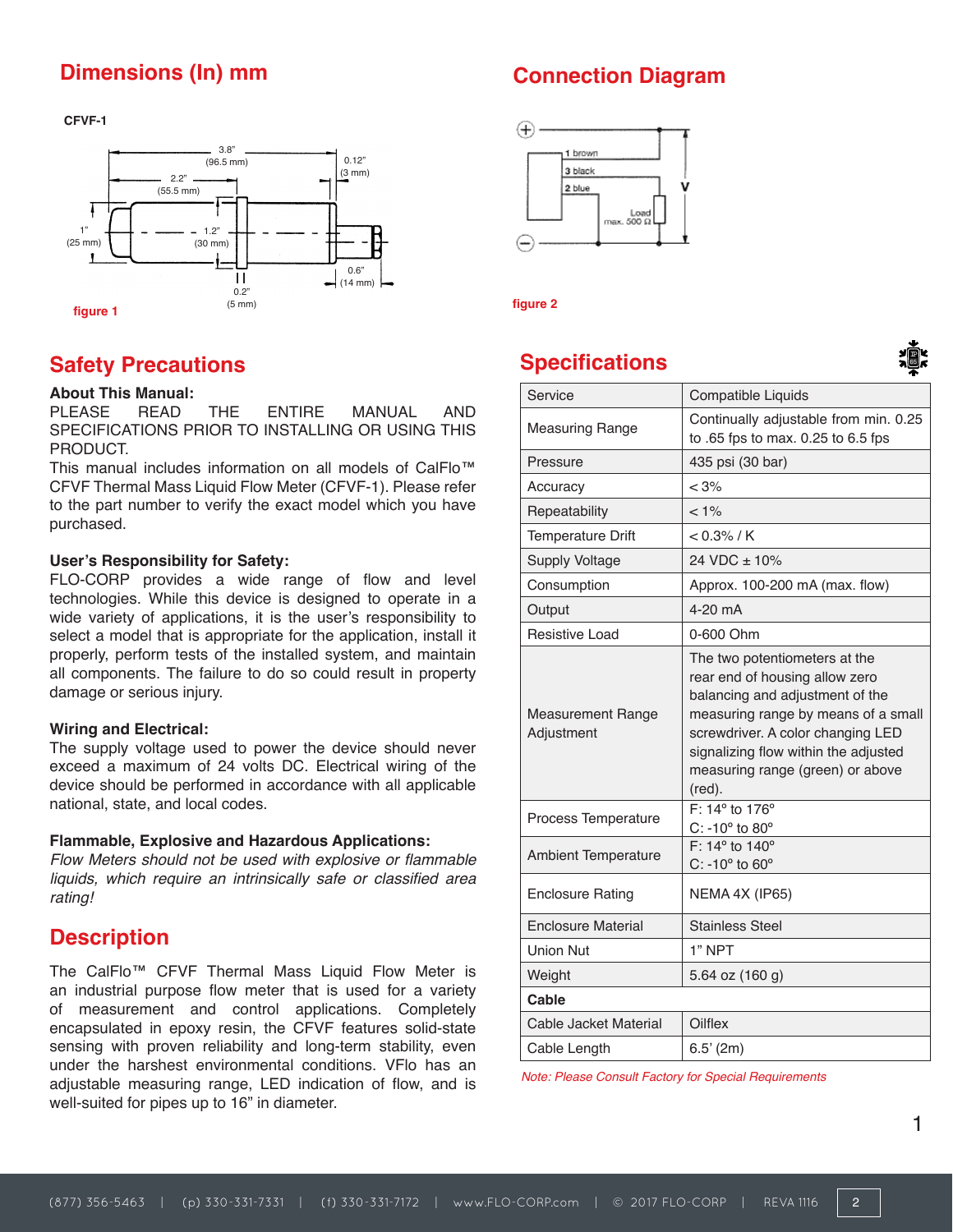## Dimensions (In) mm

CFVF-1

3.8" (96.5 mm)
0.12" (3 mm)
2.2" (55.5 mm)
1" (25 mm)
1.2" (30 mm)
0.6" (14 mm)
0.2" (5 mm)

figure 1

## Connection Diagram

1 brown
3 black
2 blue
Load max. 500 Ω
V

figure 2

## Safety Precautions

**About This Manual:**
PLEASE READ THE ENTIRE MANUAL AND SPECIFICATIONS PRIOR TO INSTALLING OR USING THIS PRODUCT.
This manual includes information on all models of CalFlo™ CFVF Thermal Mass Liquid Flow Meter (CFVF-1). Please refer to the part number to verify the exact model which you have purchased.

**User's Responsibility for Safety:**
FLO-CORP provides a wide range of flow and level technologies. While this device is designed to operate in a wide variety of applications, it is the user's responsibility to select a model that is appropriate for the application, install it properly, perform tests of the installed system, and maintain all components. The failure to do so could result in property damage or serious injury.

**Wiring and Electrical:**
The supply voltage used to power the device should never exceed a maximum of 24 volts DC. Electrical wiring of the device should be performed in accordance with all applicable national, state, and local codes.

**Flammable, Explosive and Hazardous Applications:**
*Flow Meters should not be used with explosive or flammable liquids, which require an intrinsically safe or classified area rating!*

## Description

The CalFlo™ CFVF Thermal Mass Liquid Flow Meter is an industrial purpose flow meter that is used for a variety of measurement and control applications. Completely encapsulated in epoxy resin, the CFVF features solid-state sensing with proven reliability and long-term stability, even under the harshest environmental conditions. VFlo has an adjustable measuring range, LED indication of flow, and is well-suited for pipes up to 16" in diameter.

## Specifications

| | |
|---|---|
| Service | Compatible Liquids |
| Measuring Range | Continually adjustable from min. 0.25 to .65 fps to max. 0.25 to 6.5 fps |
| Pressure | 435 psi (30 bar) |
| Accuracy | < 3% |
| Repeatability | < 1% |
| Temperature Drift | < 0.3% / K |
| Supply Voltage | 24 VDC ± 10% |
| Consumption | Approx. 100-200 mA (max. flow) |
| Output | 4-20 mA |
| Resistive Load | 0-600 Ohm |
| Measurement Range Adjustment | The two potentiometers at the rear end of housing allow zero balancing and adjustment of the measuring range by means of a small screwdriver. A color changing LED signalizing flow within the adjusted measuring range (green) or above (red). |
| Process Temperature | F: 14° to 176° C: -10° to 80° |
| Ambient Temperature | F: 14° to 140° C: -10° to 60° |
| Enclosure Rating | NEMA 4X (IP65) |
| Enclosure Material | Stainless Steel |
| Union Nut | 1" NPT |
| Weight | 5.64 oz (160 g) |
| **Cable** | |
| Cable Jacket Material | Oilflex |
| Cable Length | 6.5' (2m) |

*Note: Please Consult Factory for Special Requirements*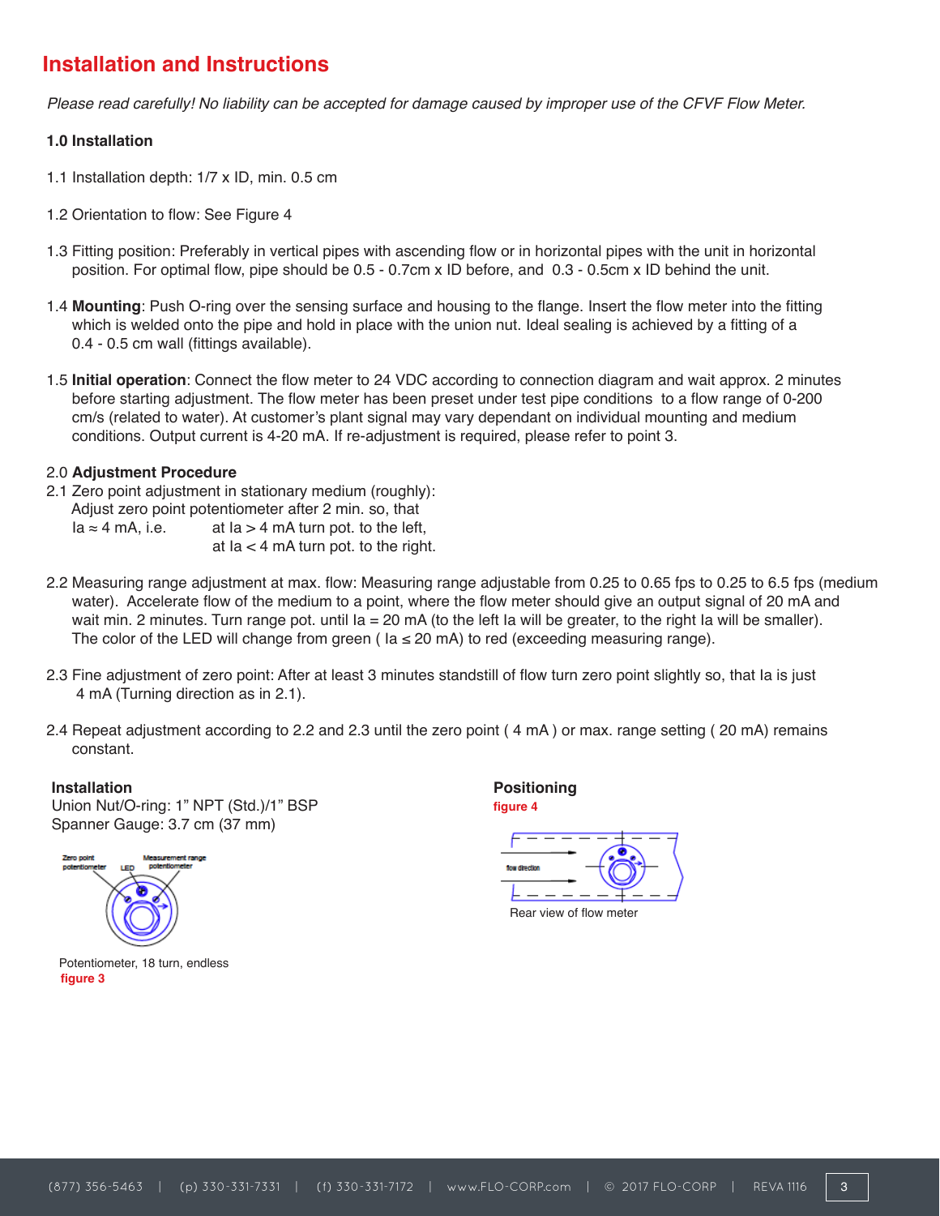# Installation and Instructions

*Please read carefully! No liability can be accepted for damage caused by improper use of the CFVF Flow Meter.*

**1.0 Installation**

1.1 Installation depth: 1/7 x ID, min. 0.5 cm

1.2 Orientation to flow: See Figure 4

1.3 Fitting position: Preferably in vertical pipes with ascending flow or in horizontal pipes with the unit in horizontal position. For optimal flow, pipe should be 0.5 - 0.7cm x ID before, and 0.3 - 0.5cm x ID behind the unit.

1.4 **Mounting**: Push O-ring over the sensing surface and housing to the flange. Insert the flow meter into the fitting which is welded onto the pipe and hold in place with the union nut. Ideal sealing is achieved by a fitting of a 0.4 - 0.5 cm wall (fittings available).

1.5 **Initial operation**: Connect the flow meter to 24 VDC according to connection diagram and wait approx. 2 minutes before starting adjustment. The flow meter has been preset under test pipe conditions to a flow range of 0-200 cm/s (related to water). At customer's plant signal may vary dependant on individual mounting and medium conditions. Output current is 4-20 mA. If re-adjustment is required, please refer to point 3.

2.0 **Adjustment Procedure**

2.1 Zero point adjustment in stationary medium (roughly):
Adjust zero point potentiometer after 2 min. so, that
$I_a \approx 4$ mA, i.e. at $I_a > 4$ mA turn pot. to the left,
at $I_a < 4$ mA turn pot. to the right.

2.2 Measuring range adjustment at max. flow: Measuring range adjustable from 0.25 to 0.65 fps to 0.25 to 6.5 fps (medium water). Accelerate flow of the medium to a point, where the flow meter should give an output signal of 20 mA and wait min. 2 minutes. Turn range pot. until $I_a = 20$ mA (to the left $I_a$ will be greater, to the right $I_a$ will be smaller). The color of the LED will change from green ( $I_a \leq 20$ mA) to red (exceeding measuring range).

2.3 Fine adjustment of zero point: After at least 3 minutes standstill of flow turn zero point slightly so, that $I_a$ is just 4 mA (Turning direction as in 2.1).

2.4 Repeat adjustment according to 2.2 and 2.3 until the zero point ( 4 mA ) or max. range setting ( 20 mA) remains constant.

**Installation**

Union Nut/O-ring: 1" NPT (Std.)/1" BSP

Spanner Gauge: 3.7 cm (37 mm)

Zero point potentiometer — LED — Measurement range potentiometer

Potentiometer, 18 turn, endless

figure 3

**Positioning**

figure 4

flow direction

Rear view of flow meter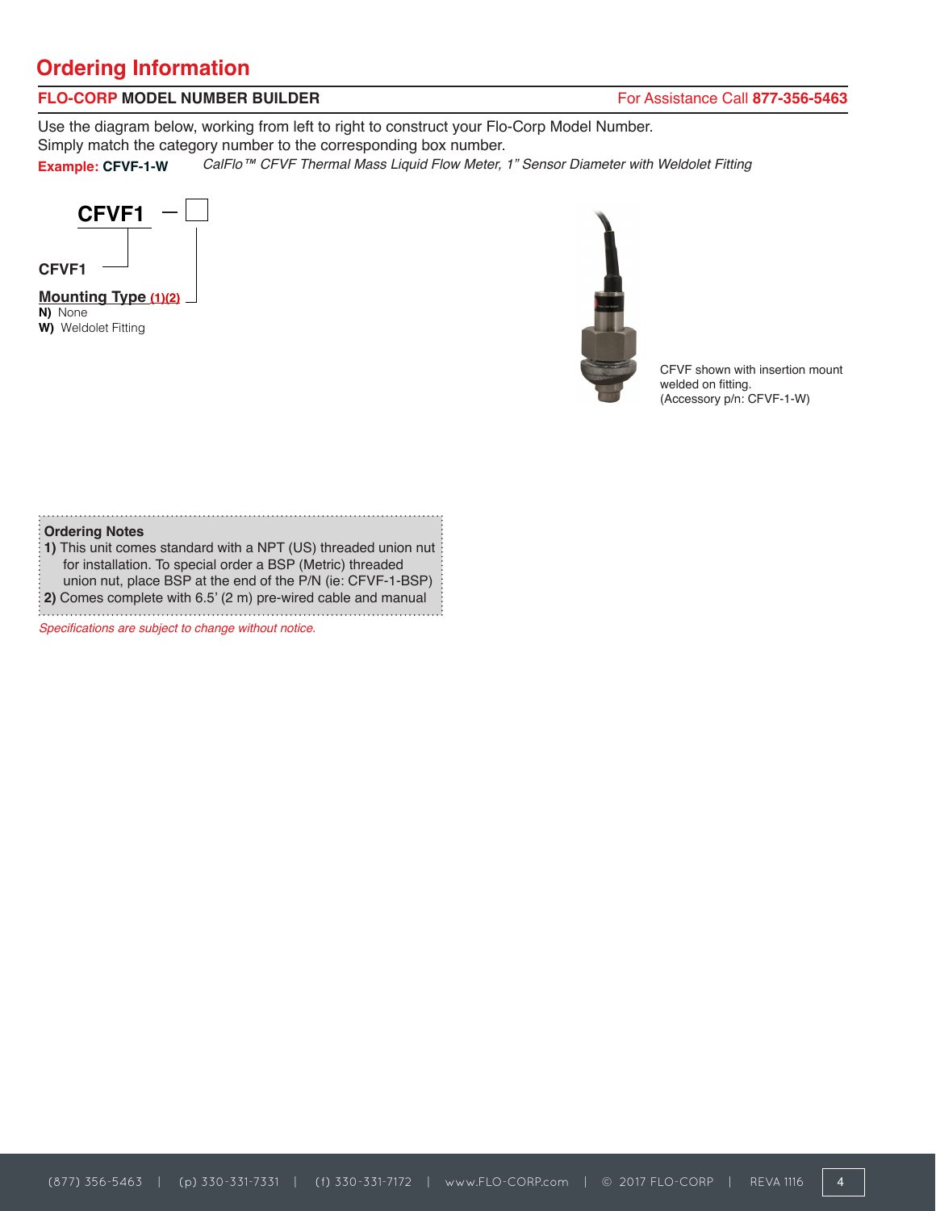# Ordering Information

## FLO-CORP MODEL NUMBER BUILDER

For Assistance Call **877-356-5463**

Use the diagram below, working from left to right to construct your Flo-Corp Model Number.
Simply match the category number to the corresponding box number.

**Example: CFVF-1-W** *CalFlo™ CFVF Thermal Mass Liquid Flow Meter, 1" Sensor Diameter with Weldolet Fitting*

**CFVF1** — ☐

**CFVF1**

**Mounting Type (1)(2)**

**N)** None
**W)** Weldolet Fitting

CFVF shown with insertion mount welded on fitting.
(Accessory p/n: CFVF-1-W)

**Ordering Notes**

**1)** This unit comes standard with a NPT (US) threaded union nut for installation. To special order a BSP (Metric) threaded union nut, place BSP at the end of the P/N (ie: CFVF-1-BSP)
**2)** Comes complete with 6.5' (2 m) pre-wired cable and manual

*Specifications are subject to change without notice.*